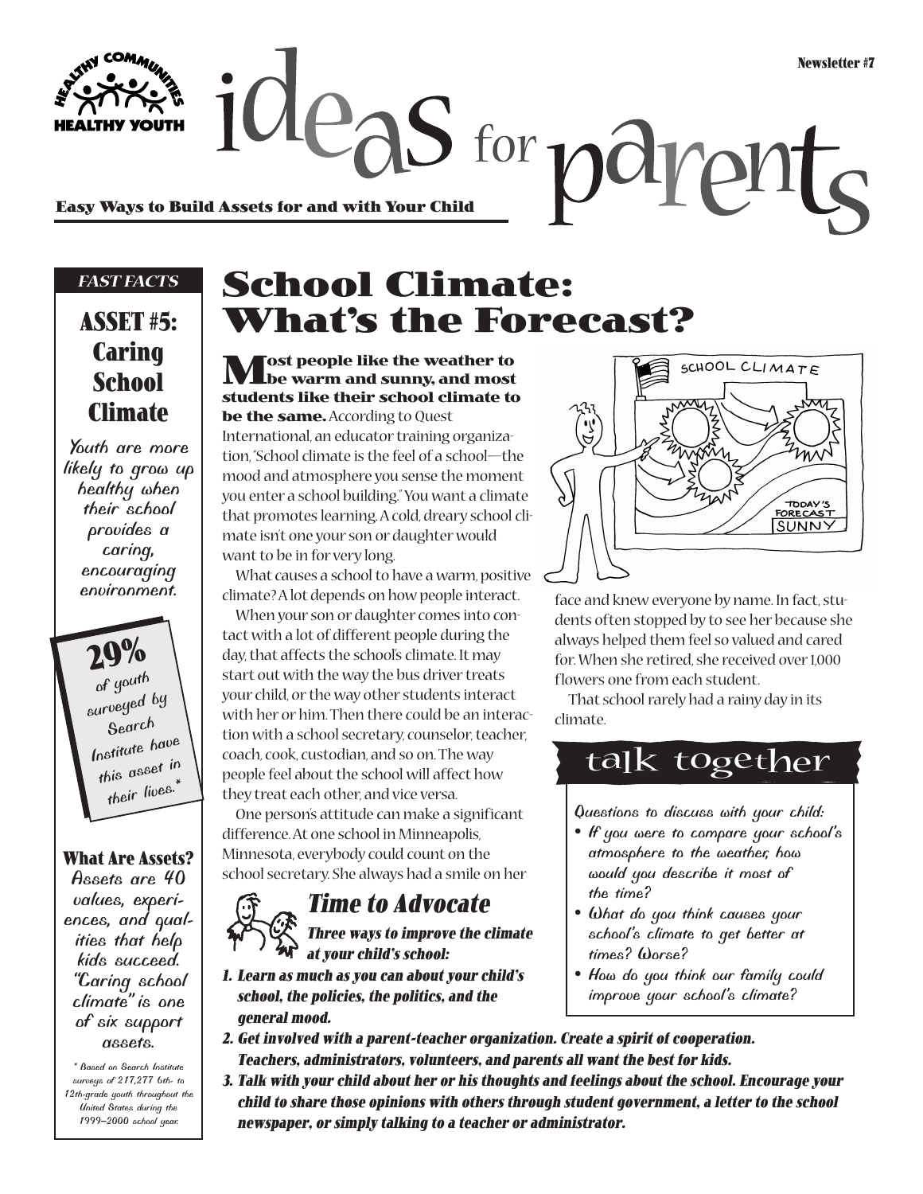Newsletter #7

# ideas for parents

**Easy Ways to Build Assets for and with Your Child**

*FAST FACTS*

### ASSET #5: Caring School Climate

Youth are more likely to grow up healthy when their school provides a caring, encouraging environment.

**29%** of youth surveyed by Search Institute have this asset in their lives.*

### What Are Assets?

Assets are 40 values, experiences, and qualities that help kids succeed. "Caring school climate" is one of six support assets.

\* Based on Search Institute surveys of 217,277 6th- to 12th-grade youth throughout the United States during the 1999–2000 school year.

## School Climate: What's the Forecast?

**Most people like the weather to be warm and sunny, and most students like their school climate to be the same.** According to Quest International, an educator training organization, "School climate is the feel of a school—the mood and atmosphere you sense the moment you enter a school building." You want a climate that promotes learning. A cold, dreary school climate isn't one your son or daughter would want to be in for very long.

What causes a school to have a warm, positive climate? A lot depends on how people interact.

When your son or daughter comes into contact with a lot of different people during the day, that affects the school's climate. It may start out with the way the bus driver treats your child, or the way other students interact with her or him. Then there could be an interaction with a school secretary, counselor, teacher, coach, cook, custodian, and so on. The way people feel about the school will affect how they treat each other, and vice versa.

One person's attitude can make a significant difference. At one school in Minneapolis, Minnesota, everybody could count on the school secretary. She always had a smile on her face and knew everyone by name. In fact, students often stopped by to see her because she always helped them feel so valued and cared for. When she retired, she received over 1,000 flowers one from each student.

That school rarely had a rainy day in its climate.

### Time to Advocate

***Three ways to improve the climate at your child's school:***

1. ***Learn as much as you can about your child's school, the policies, the politics, and the general mood.***
2. ***Get involved with a parent-teacher organization. Create a spirit of cooperation. Teachers, administrators, volunteers, and parents all want the best for kids.***
3. ***Talk with your child about her or his thoughts and feelings about the school. Encourage your child to share those opinions with others through student government, a letter to the school newspaper, or simply talking to a teacher or administrator.***

### talk together

Questions to discuss with your child:

- If you were to compare your school's atmosphere to the weather, how would you describe it most of the time?
- What do you think causes your school's climate to get better at times? Worse?
- How do you think our family could improve your school's climate?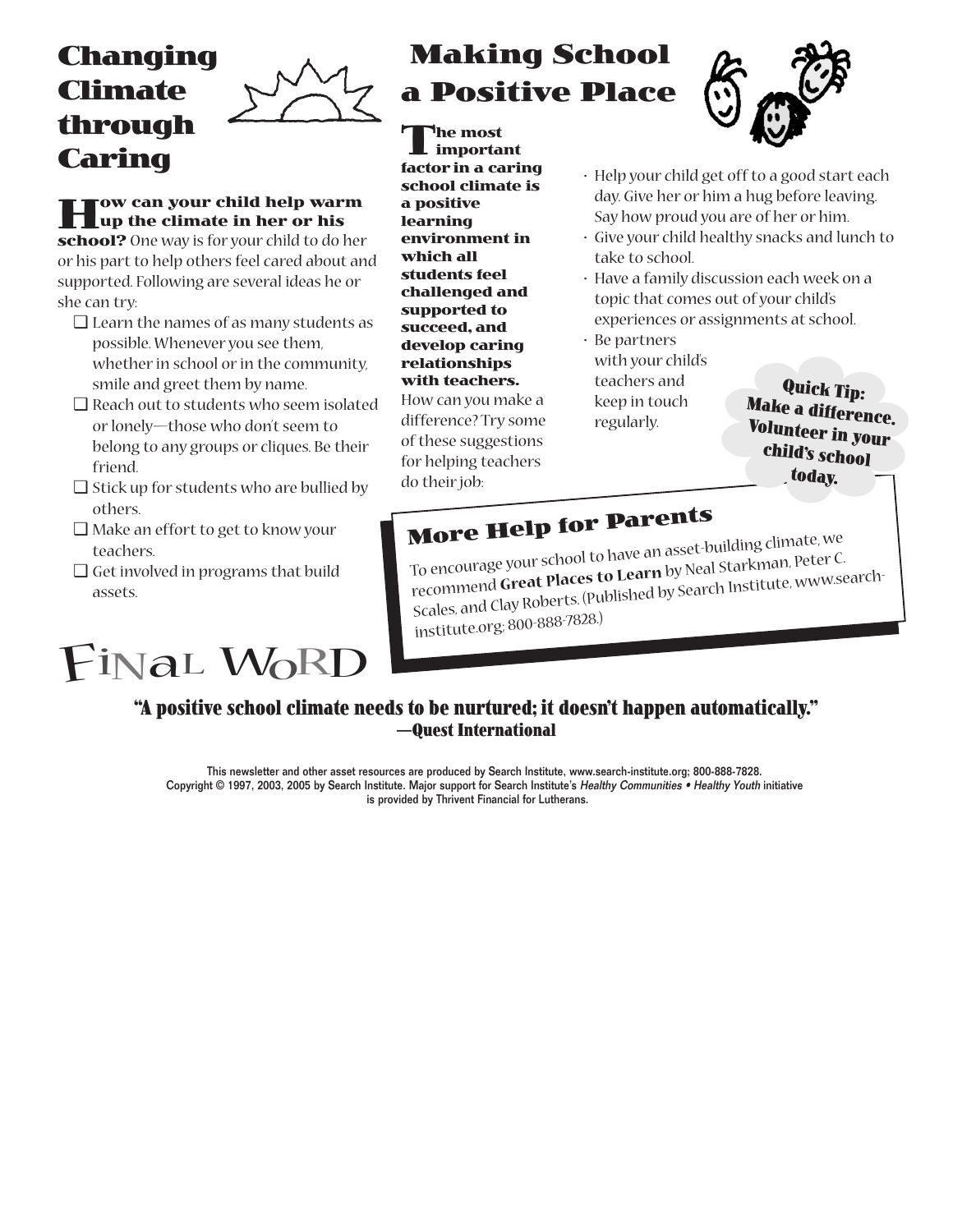## Changing Climate through Caring

**How can your child help warm up the climate in her or his school?** One way is for your child to do her or his part to help others feel cared about and supported. Following are several ideas he or she can try:

- ❑ Learn the names of as many students as possible. Whenever you see them, whether in school or in the community, smile and greet them by name.
- ❑ Reach out to students who seem isolated or lonely—those who don't seem to belong to any groups or cliques. Be their friend.
- ❑ Stick up for students who are bullied by others.
- ❑ Make an effort to get to know your teachers.
- ❑ Get involved in programs that build assets.

## Making School a Positive Place

**The most important factor in a caring school climate is a positive learning environment in which all students feel challenged and supported to succeed, and develop caring relationships with teachers.** How can you make a difference? Try some of these suggestions for helping teachers do their job:

- Help your child get off to a good start each day. Give her or him a hug before leaving. Say how proud you are of her or him.
- Give your child healthy snacks and lunch to take to school.
- Have a family discussion each week on a topic that comes out of your child's experiences or assignments at school.
- Be partners with your child's teachers and keep in touch regularly.

**Quick Tip: Make a difference. Volunteer in your child's school today.**

### More Help for Parents

To encourage your school to have an asset-building climate, we recommend **Great Places to Learn** by Neal Starkman, Peter C. Scales, and Clay Roberts. (Published by Search Institute, www.search-institute.org; 800-888-7828.)

## Final Word

**"A positive school climate needs to be nurtured; it doesn't happen automatically."**
**—Quest International**

This newsletter and other asset resources are produced by Search Institute, www.search-institute.org; 800-888-7828.
Copyright © 1997, 2003, 2005 by Search Institute. Major support for Search Institute's *Healthy Communities • Healthy Youth* initiative is provided by Thrivent Financial for Lutherans.